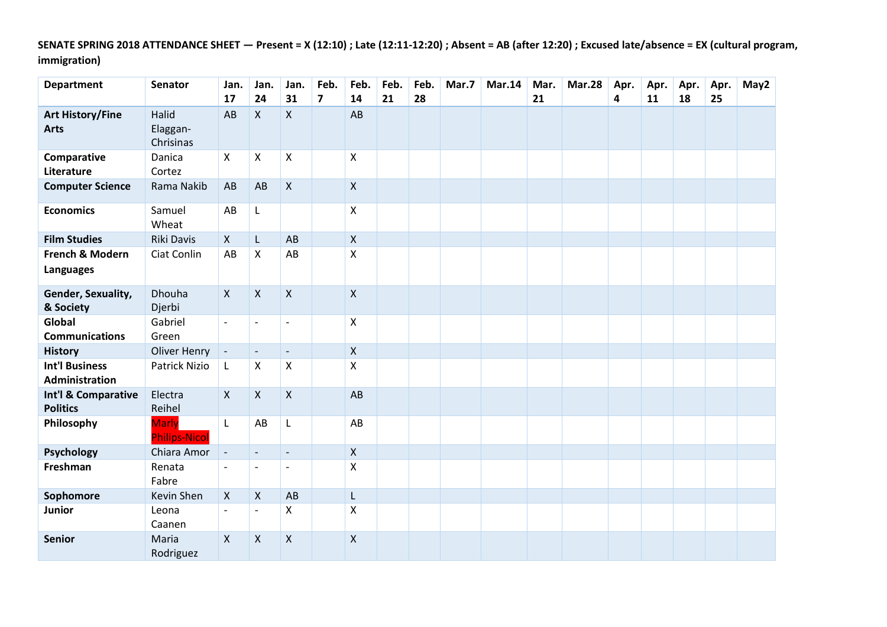**SENATE SPRING 2018 ATTENDANCE SHEET — Present = X (12:10) ; Late (12:11-12:20) ; Absent = AB (after 12:20) ; Excused late/absence = EX (cultural program, immigration)**

| Department | Senator | Jan. 17 | Jan. 24 | Jan. 31 | Feb. 7 | Feb. 14 | Feb. 21 | Feb. 28 | Mar.7 | Mar.14 | Mar. 21 | Mar.28 | Apr. 4 | Apr. 11 | Apr. 18 | Apr. 25 | May2 |
|---|---|---|---|---|---|---|---|---|---|---|---|---|---|---|---|---|---|
| **Art History/Fine Arts** | Halid Elaggan-Chrisinas | AB | X | X | | AB | | | | | | | | | | | |
| **Comparative Literature** | Danica Cortez | X | X | X | | X | | | | | | | | | | | |
| **Computer Science** | Rama Nakib | AB | AB | X | | X | | | | | | | | | | | |
| **Economics** | Samuel Wheat | AB | L | | | X | | | | | | | | | | | |
| **Film Studies** | Riki Davis | X | L | AB | | X | | | | | | | | | | | |
| **French & Modern Languages** | Ciat Conlin | AB | X | AB | | X | | | | | | | | | | | |
| **Gender, Sexuality, & Society** | Dhouha Djerbi | X | X | X | | X | | | | | | | | | | | |
| **Global Communications** | Gabriel Green | - | - | - | | X | | | | | | | | | | | |
| **History** | Oliver Henry | - | - | - | | X | | | | | | | | | | | |
| **Int'l Business Administration** | Patrick Nizio | L | X | X | | X | | | | | | | | | | | |
| **Int'l & Comparative Politics** | Electra Reihel | X | X | X | | AB | | | | | | | | | | | |
| **Philosophy** | Marly Philips-Nicol | L | AB | L | | AB | | | | | | | | | | | |
| **Psychology** | Chiara Amor | - | - | - | | X | | | | | | | | | | | |
| **Freshman** | Renata Fabre | - | - | - | | X | | | | | | | | | | | |
| **Sophomore** | Kevin Shen | X | X | AB | | L | | | | | | | | | | | |
| **Junior** | Leona Caanen | - | - | X | | X | | | | | | | | | | | |
| **Senior** | Maria Rodriguez | X | X | X | | X | | | | | | | | | | | |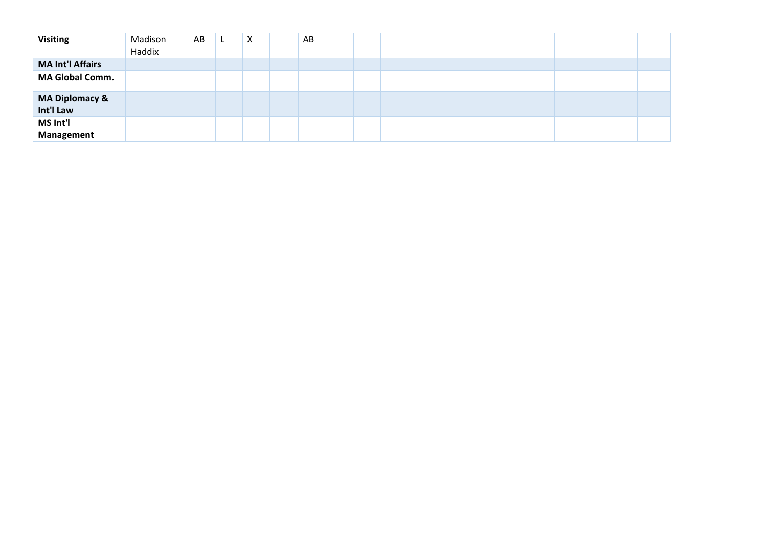| | | | | | | | | | | | | | | | | | |
|---|---|---|---|---|---|---|---|---|---|---|---|---|---|---|---|---|---|
| **Visiting** | Madison Haddix | AB | L | X | | AB | | | | | | | | | | | |
| **MA Int'l Affairs** | | | | | | | | | | | | | | | | | |
| **MA Global Comm.** | | | | | | | | | | | | | | | | | |
| **MA Diplomacy & Int'l Law** | | | | | | | | | | | | | | | | | |
| **MS Int'l Management** | | | | | | | | | | | | | | | | | |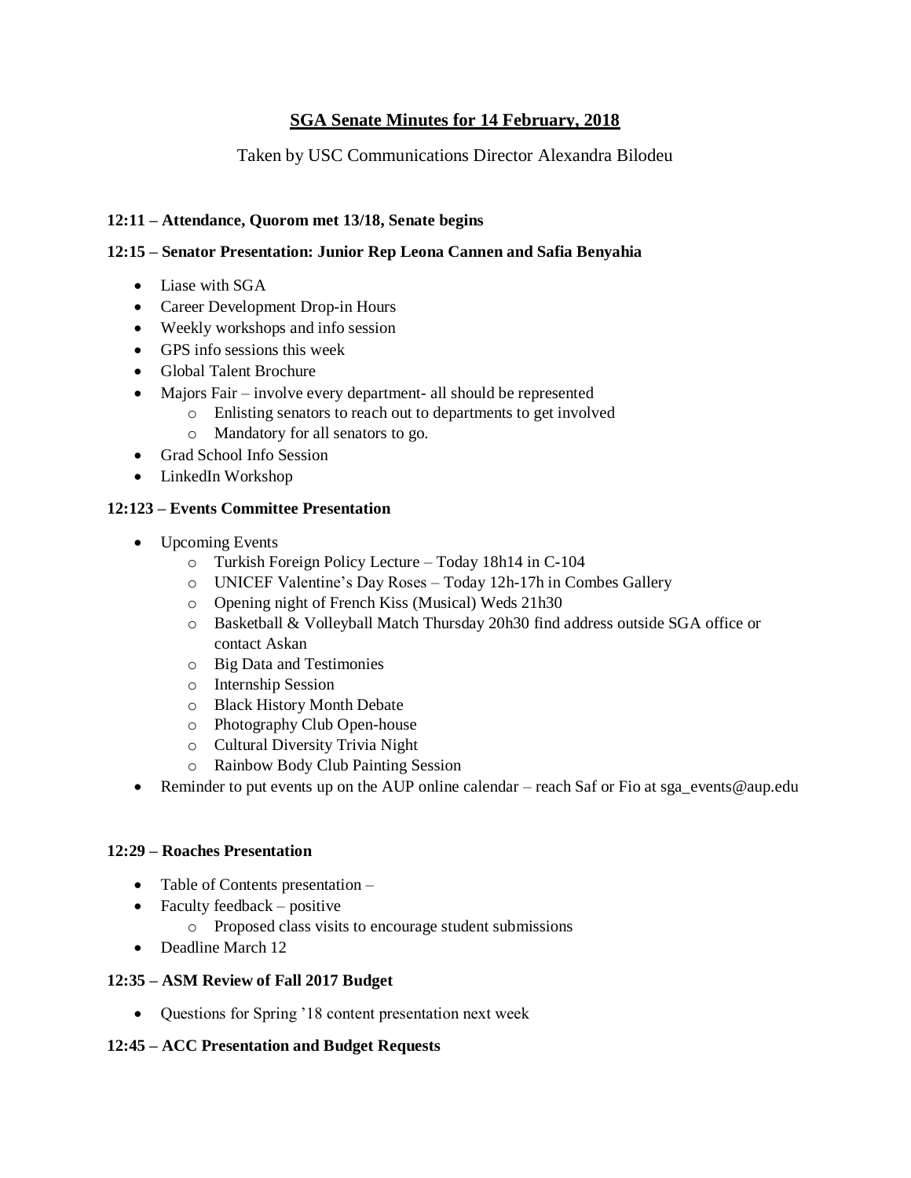# SGA Senate Minutes for 14 February, 2018

Taken by USC Communications Director Alexandra Bilodeu

**12:11 – Attendance, Quorom met 13/18, Senate begins**

**12:15 – Senator Presentation: Junior Rep Leona Cannen and Safia Benyahia**

- Liase with SGA
- Career Development Drop-in Hours
- Weekly workshops and info session
- GPS info sessions this week
- Global Talent Brochure
- Majors Fair – involve every department- all should be represented
  - Enlisting senators to reach out to departments to get involved
  - Mandatory for all senators to go.
- Grad School Info Session
- LinkedIn Workshop

**12:123 – Events Committee Presentation**

- Upcoming Events
  - Turkish Foreign Policy Lecture – Today 18h14 in C-104
  - UNICEF Valentine's Day Roses – Today 12h-17h in Combes Gallery
  - Opening night of French Kiss (Musical) Weds 21h30
  - Basketball & Volleyball Match Thursday 20h30 find address outside SGA office or contact Askan
  - Big Data and Testimonies
  - Internship Session
  - Black History Month Debate
  - Photography Club Open-house
  - Cultural Diversity Trivia Night
  - Rainbow Body Club Painting Session
- Reminder to put events up on the AUP online calendar – reach Saf or Fio at sga_events@aup.edu

**12:29 – Roaches Presentation**

- Table of Contents presentation –
- Faculty feedback – positive
  - Proposed class visits to encourage student submissions
- Deadline March 12

**12:35 – ASM Review of Fall 2017 Budget**

- Questions for Spring '18 content presentation next week

**12:45 – ACC Presentation and Budget Requests**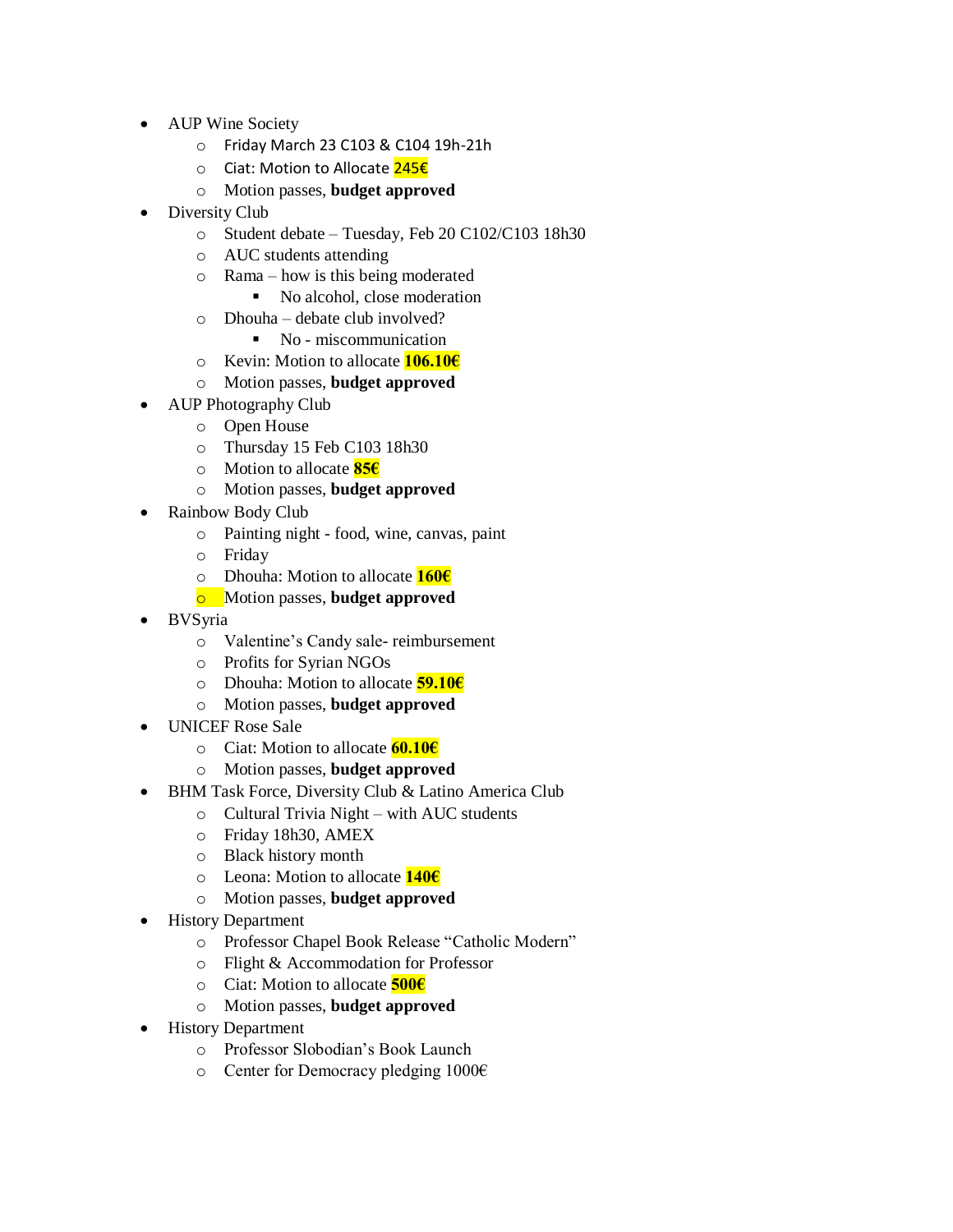- AUP Wine Society
  - Friday March 23 C103 & C104 19h-21h
  - Ciat: Motion to Allocate 245€
  - Motion passes, **budget approved**
- Diversity Club
  - Student debate – Tuesday, Feb 20 C102/C103 18h30
  - AUC students attending
  - Rama – how is this being moderated
    - No alcohol, close moderation
  - Dhouha – debate club involved?
    - No - miscommunication
  - Kevin: Motion to allocate **106.10€**
  - Motion passes, **budget approved**
- AUP Photography Club
  - Open House
  - Thursday 15 Feb C103 18h30
  - Motion to allocate **85€**
  - Motion passes, **budget approved**
- Rainbow Body Club
  - Painting night - food, wine, canvas, paint
  - Friday
  - Dhouha: Motion to allocate **160€**
  - Motion passes, **budget approved**
- BVSyria
  - Valentine's Candy sale- reimbursement
  - Profits for Syrian NGOs
  - Dhouha: Motion to allocate **59.10€**
  - Motion passes, **budget approved**
- UNICEF Rose Sale
  - Ciat: Motion to allocate **60.10€**
  - Motion passes, **budget approved**
- BHM Task Force, Diversity Club & Latino America Club
  - Cultural Trivia Night – with AUC students
  - Friday 18h30, AMEX
  - Black history month
  - Leona: Motion to allocate **140€**
  - Motion passes, **budget approved**
- History Department
  - Professor Chapel Book Release "Catholic Modern"
  - Flight & Accommodation for Professor
  - Ciat: Motion to allocate **500€**
  - Motion passes, **budget approved**
- History Department
  - Professor Slobodian's Book Launch
  - Center for Democracy pledging 1000€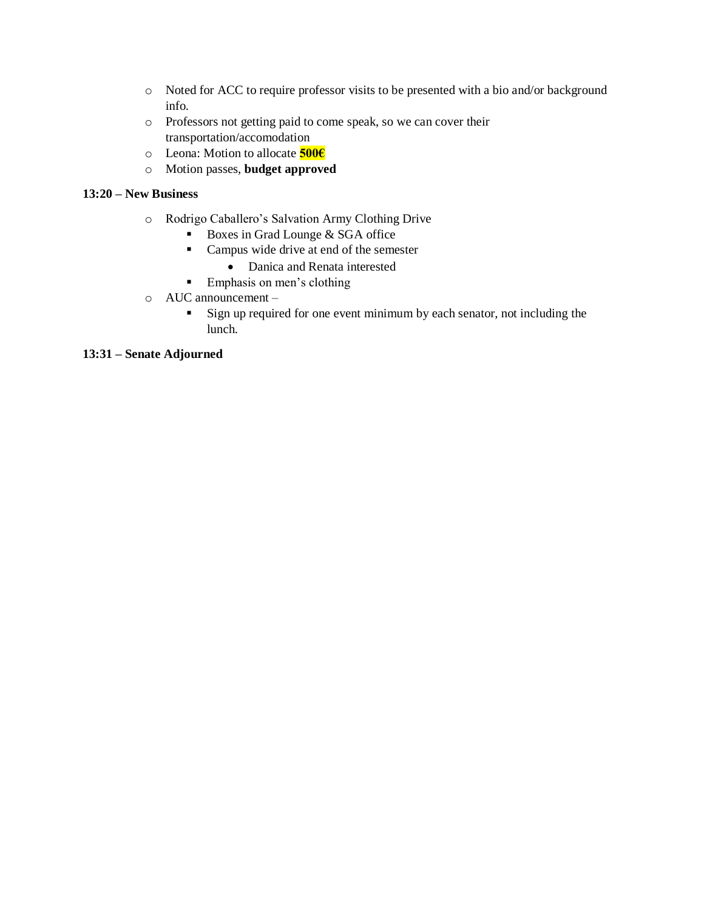- Noted for ACC to require professor visits to be presented with a bio and/or background info.
- Professors not getting paid to come speak, so we can cover their transportation/accomodation
- Leona: Motion to allocate **500€**
- Motion passes, **budget approved**

**13:20 – New Business**

- Rodrigo Caballero's Salvation Army Clothing Drive
  - Boxes in Grad Lounge & SGA office
  - Campus wide drive at end of the semester
    - Danica and Renata interested
  - Emphasis on men's clothing
- AUC announcement –
  - Sign up required for one event minimum by each senator, not including the lunch.

**13:31 – Senate Adjourned**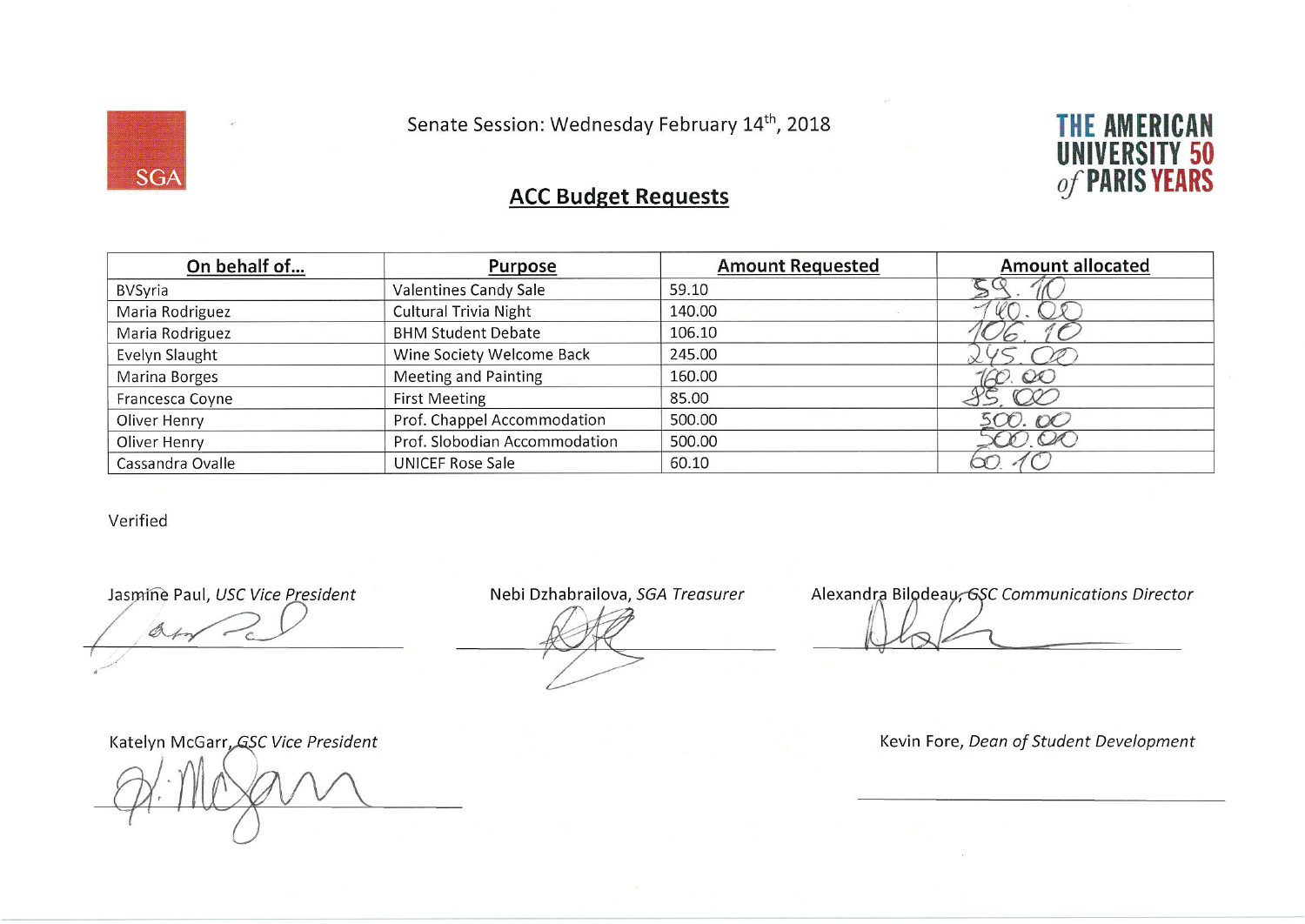SGA

Senate Session: Wednesday February 14th, 2018

THE AMERICAN UNIVERSITY *of* PARIS 50 YEARS

## ACC Budget Requests

| On behalf of… | Purpose | Amount Requested | Amount allocated |
|---|---|---|---|
| BVSyria | Valentines Candy Sale | 59.10 | 59.10 |
| Maria Rodriguez | Cultural Trivia Night | 140.00 | 140.00 |
| Maria Rodriguez | BHM Student Debate | 106.10 | 106.10 |
| Evelyn Slaught | Wine Society Welcome Back | 245.00 | 245.00 |
| Marina Borges | Meeting and Painting | 160.00 | 160.00 |
| Francesca Coyne | First Meeting | 85.00 | 85.00 |
| Oliver Henry | Prof. Chappel Accommodation | 500.00 | 500.00 |
| Oliver Henry | Prof. Slobodian Accommodation | 500.00 | 500.00 |
| Cassandra Ovalle | UNICEF Rose Sale | 60.10 | 60.10 |

Verified

Jasmine Paul, *USC Vice President*

Nebi Dzhabrailova, *SGA Treasurer*

Alexandra Bilodeau, *GSC Communications Director*

Katelyn McGarr, *GSC Vice President*

Kevin Fore, *Dean of Student Development*